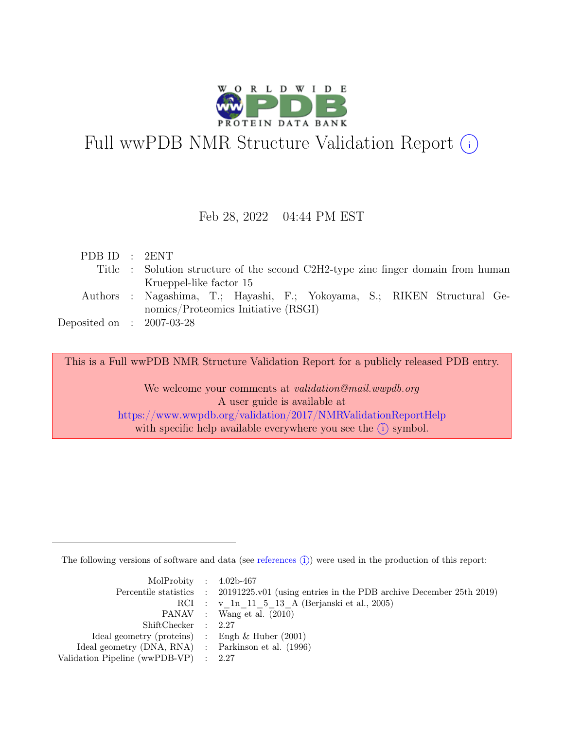# Full wwPDB NMR Structure Validation Report (i)

Feb 28, 2022 – 04:44 PM EST

| | | |
|---|---|---|
| PDB ID | : | 2ENT |
| Title | : | Solution structure of the second C2H2-type zinc finger domain from human Krueppel-like factor 15 |
| Authors | : | Nagashima, T.; Hayashi, F.; Yokoyama, S.; RIKEN Structural Genomics/Proteomics Initiative (RSGI) |
| Deposited on | : | 2007-03-28 |

This is a Full wwPDB NMR Structure Validation Report for a publicly released PDB entry.

We welcome your comments at *validation@mail.wwpdb.org*
A user guide is available at
https://www.wwpdb.org/validation/2017/NMRValidationReportHelp
with specific help available everywhere you see the (i) symbol.

The following versions of software and data (see references (i)) were used in the production of this report:

| | | |
|---|---|---|
| MolProbity | : | 4.02b-467 |
| Percentile statistics | : | 20191225.v01 (using entries in the PDB archive December 25th 2019) |
| RCI | : | v_1n_11_5_13_A (Berjanski et al., 2005) |
| PANAV | : | Wang et al. (2010) |
| ShiftChecker | : | 2.27 |
| Ideal geometry (proteins) | : | Engh & Huber (2001) |
| Ideal geometry (DNA, RNA) | : | Parkinson et al. (1996) |
| Validation Pipeline (wwPDB-VP) | : | 2.27 |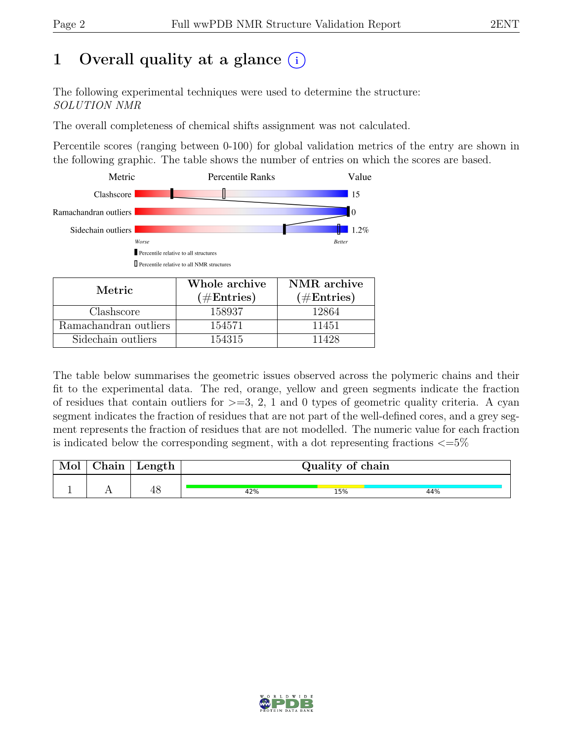# 1 Overall quality at a glance (i)

The following experimental techniques were used to determine the structure:
*SOLUTION NMR*

The overall completeness of chemical shifts assignment was not calculated.

Percentile scores (ranging between 0-100) for global validation metrics of the entry are shown in the following graphic. The table shows the number of entries on which the scores are based.

| Metric | Value |
|---|---|
| Clashscore | 15 |
| Ramachandran outliers | 0 |
| Sidechain outliers | 1.2% |

Worse — Better

▮ Percentile relative to all structures

▯ Percentile relative to all NMR structures

| Metric | Whole archive (#Entries) | NMR archive (#Entries) |
|---|---|---|
| Clashscore | 158937 | 12864 |
| Ramachandran outliers | 154571 | 11451 |
| Sidechain outliers | 154315 | 11428 |

The table below summarises the geometric issues observed across the polymeric chains and their fit to the experimental data. The red, orange, yellow and green segments indicate the fraction of residues that contain outliers for >=3, 2, 1 and 0 types of geometric quality criteria. A cyan segment indicates the fraction of residues that are not part of the well-defined cores, and a grey segment represents the fraction of residues that are not modelled. The numeric value for each fraction is indicated below the corresponding segment, with a dot representing fractions <=5%

| Mol | Chain | Length | Quality of chain |
|---|---|---|---|
| 1 | A | 48 | 42% (green), 15% (yellow), 44% (cyan) |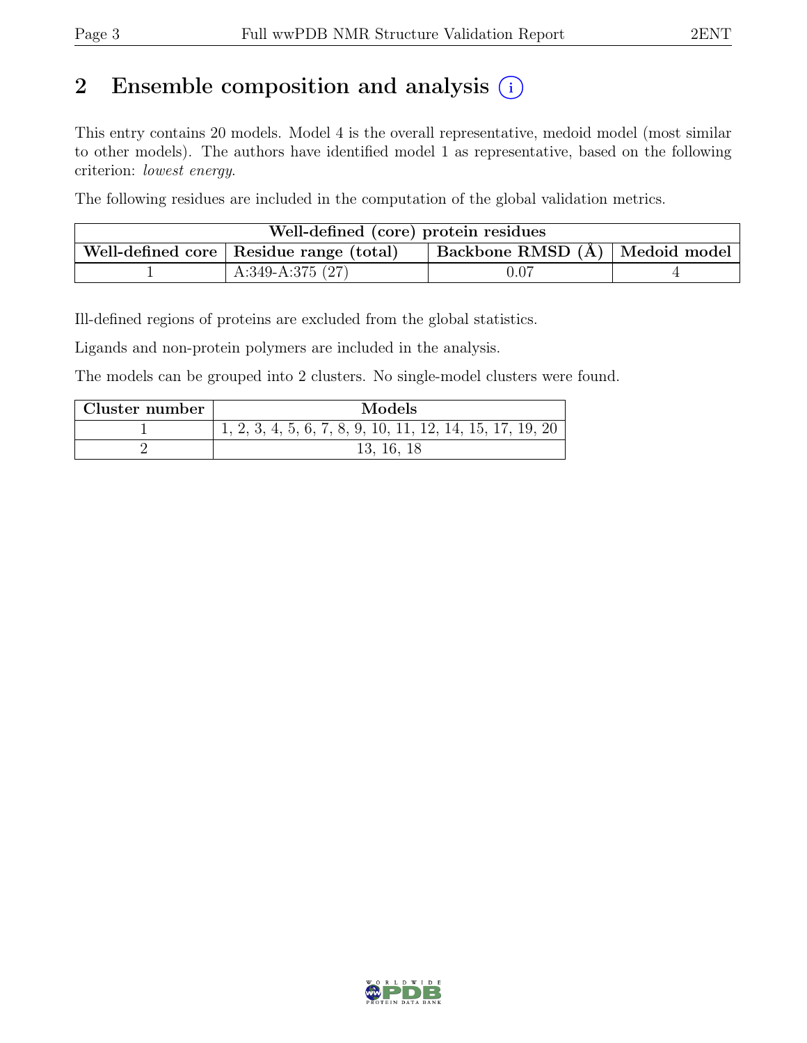## 2 Ensemble composition and analysis (i)

This entry contains 20 models. Model 4 is the overall representative, medoid model (most similar to other models). The authors have identified model 1 as representative, based on the following criterion: *lowest energy*.

The following residues are included in the computation of the global validation metrics.

| Well-defined (core) protein residues | | | |
|---|---|---|---|
| Well-defined core | Residue range (total) | Backbone RMSD (Å) | Medoid model |
| 1 | A:349-A:375 (27) | 0.07 | 4 |

Ill-defined regions of proteins are excluded from the global statistics.

Ligands and non-protein polymers are included in the analysis.

The models can be grouped into 2 clusters. No single-model clusters were found.

| Cluster number | Models |
|---|---|
| 1 | 1, 2, 3, 4, 5, 6, 7, 8, 9, 10, 11, 12, 14, 15, 17, 19, 20 |
| 2 | 13, 16, 18 |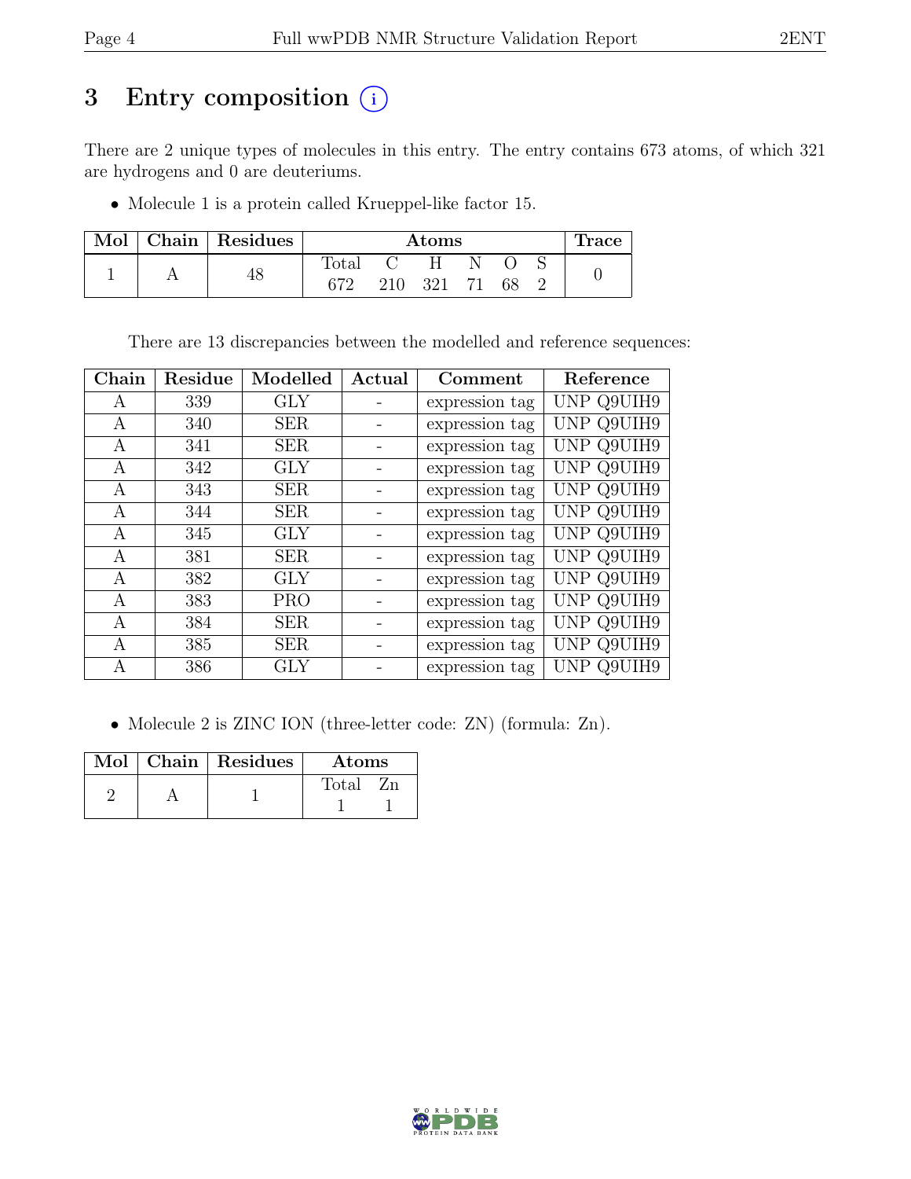# 3 Entry composition (i)

There are 2 unique types of molecules in this entry. The entry contains 673 atoms, of which 321 are hydrogens and 0 are deuteriums.

- Molecule 1 is a protein called Krueppel-like factor 15.

| Mol | Chain | Residues | Atoms | | | | | | Trace |
|---|---|---|---|---|---|---|---|---|---|
| | | | Total | C | H | N | O | S | |
| 1 | A | 48 | 672 | 210 | 321 | 71 | 68 | 2 | 0 |

There are 13 discrepancies between the modelled and reference sequences:

| Chain | Residue | Modelled | Actual | Comment | Reference |
|---|---|---|---|---|---|
| A | 339 | GLY | - | expression tag | UNP Q9UIH9 |
| A | 340 | SER | - | expression tag | UNP Q9UIH9 |
| A | 341 | SER | - | expression tag | UNP Q9UIH9 |
| A | 342 | GLY | - | expression tag | UNP Q9UIH9 |
| A | 343 | SER | - | expression tag | UNP Q9UIH9 |
| A | 344 | SER | - | expression tag | UNP Q9UIH9 |
| A | 345 | GLY | - | expression tag | UNP Q9UIH9 |
| A | 381 | SER | - | expression tag | UNP Q9UIH9 |
| A | 382 | GLY | - | expression tag | UNP Q9UIH9 |
| A | 383 | PRO | - | expression tag | UNP Q9UIH9 |
| A | 384 | SER | - | expression tag | UNP Q9UIH9 |
| A | 385 | SER | - | expression tag | UNP Q9UIH9 |
| A | 386 | GLY | - | expression tag | UNP Q9UIH9 |

- Molecule 2 is ZINC ION (three-letter code: ZN) (formula: Zn).

| Mol | Chain | Residues | Atoms | |
|---|---|---|---|---|
| | | | Total | Zn |
| 2 | A | 1 | 1 | 1 |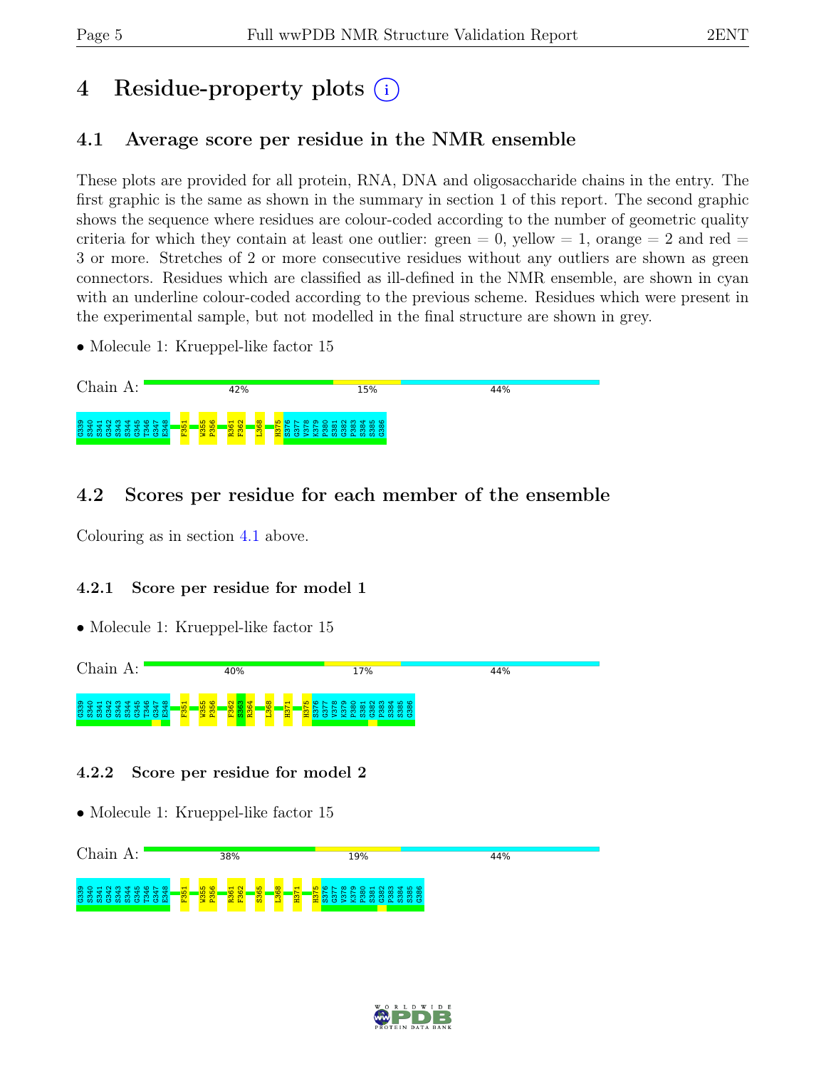# 4 Residue-property plots

## 4.1 Average score per residue in the NMR ensemble

These plots are provided for all protein, RNA, DNA and oligosaccharide chains in the entry. The first graphic is the same as shown in the summary in section 1 of this report. The second graphic shows the sequence where residues are colour-coded according to the number of geometric quality criteria for which they contain at least one outlier: green = 0, yellow = 1, orange = 2 and red = 3 or more. Stretches of 2 or more consecutive residues without any outliers are shown as green connectors. Residues which are classified as ill-defined in the NMR ensemble, are shown in cyan with an underline colour-coded according to the previous scheme. Residues which were present in the experimental sample, but not modelled in the final structure are shown in grey.

- Molecule 1: Krueppel-like factor 15

Chain A: 42% 15% 44%

G339 S340 S341 G342 S343 S344 G345 T346 G347 E348 F351 W355 P356 R361 F362 L368 H375 S376 G377 V378 K379 P380 S381 G382 P383 S384 S385 G386

## 4.2 Scores per residue for each member of the ensemble

Colouring as in section 4.1 above.

### 4.2.1 Score per residue for model 1

- Molecule 1: Krueppel-like factor 15

Chain A: 40% 17% 44%

G339 S340 S341 G342 S343 S344 G345 T346 G347 E348 F351 W355 P356 F362 S363 R364 L368 H371 H375 S376 G377 V378 K379 P380 S381 G382 P383 S384 S385 G386

### 4.2.2 Score per residue for model 2

- Molecule 1: Krueppel-like factor 15

Chain A: 38% 19% 44%

G339 S340 S341 G342 S343 S344 G345 T346 G347 E348 F351 W355 P356 R361 F362 S365 L368 H371 H375 S376 G377 V378 K379 P380 S381 G382 P383 S384 S385 G386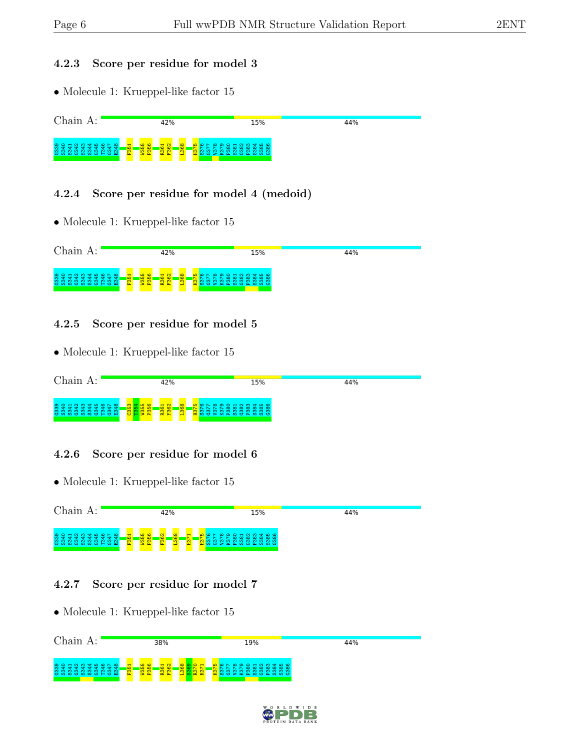### 4.2.3 Score per residue for model 3

- Molecule 1: Krueppel-like factor 15

Chain A: 42% 15% 44%

G339 S340 S341 G342 S343 S344 G345 T346 G347 E348 F351 W355 P356 R361 F362 L368 H375 S376 G377 V378 K379 P380 S381 G382 P383 S384 S385 G386

### 4.2.4 Score per residue for model 4 (medoid)

- Molecule 1: Krueppel-like factor 15

Chain A: 42% 15% 44%

G339 S340 S341 G342 S343 S344 G345 T346 G347 E348 F351 W355 P356 R361 F362 L368 H375 S376 G377 V378 K379 P380 S381 G382 P383 S384 S385 G386

### 4.2.5 Score per residue for model 5

- Molecule 1: Krueppel-like factor 15

Chain A: 42% 15% 44%

G339 S340 S341 G342 S343 S344 G345 T346 G347 E348 C353 T354 W355 P356 R361 F362 L368 H375 S376 G377 V378 K379 P380 S381 G382 P383 S384 S385 G386

### 4.2.6 Score per residue for model 6

- Molecule 1: Krueppel-like factor 15

Chain A: 42% 15% 44%

G339 S340 S341 G342 S343 S344 G345 T346 G347 E348 F351 W355 P356 F362 L368 H371 H375 S376 G377 V378 K379 P380 S381 G382 P383 S384 S385 G386

### 4.2.7 Score per residue for model 7

- Molecule 1: Krueppel-like factor 15

Chain A: 38% 19% 44%

G339 S340 S341 G342 S343 S344 G345 T346 G347 E348 F351 W355 P356 R361 F362 L368 S369 R370 H371 H375 S376 G377 V378 K379 P380 S381 G382 P383 S384 S385 G386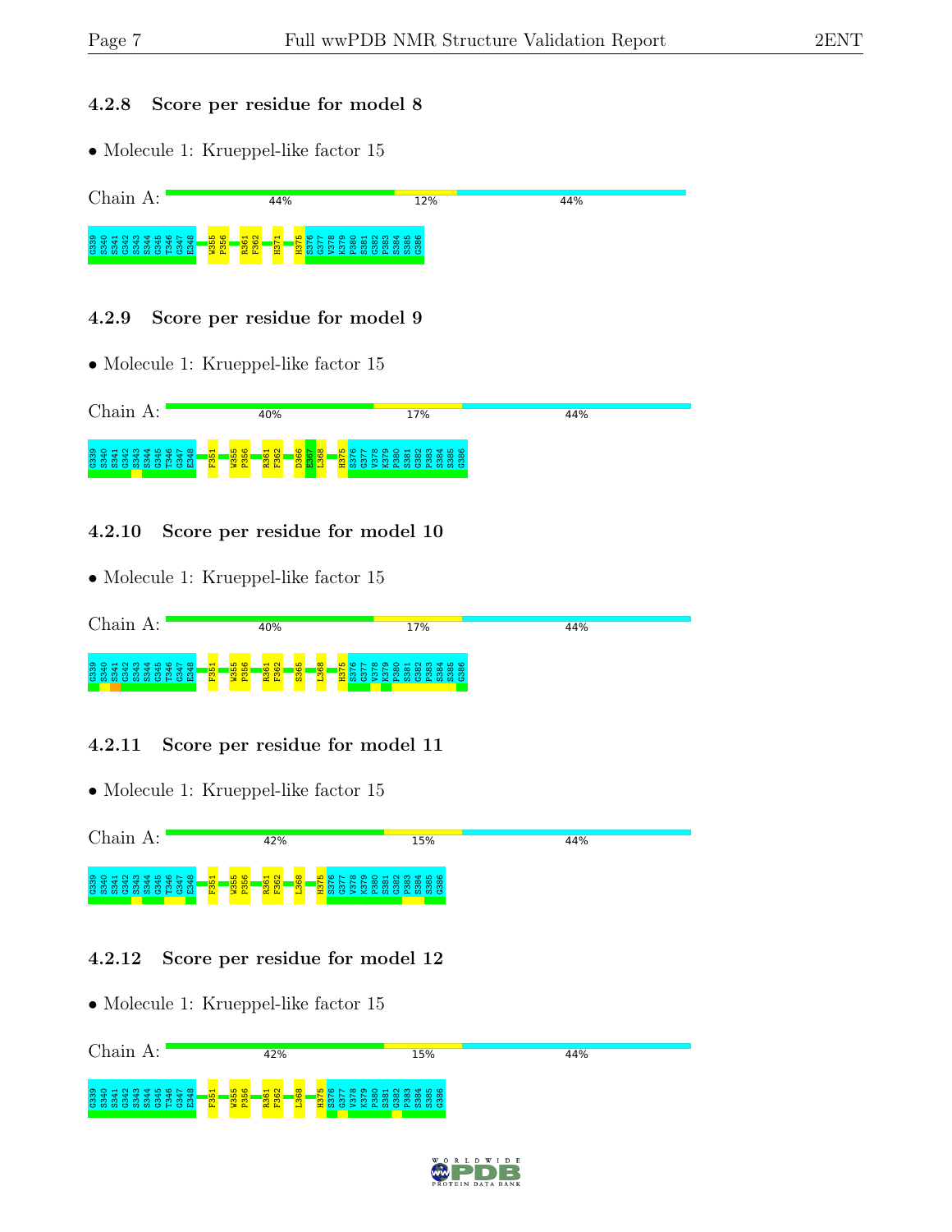### 4.2.8 Score per residue for model 8

- Molecule 1: Krueppel-like factor 15

Chain A: 44% 12% 44%

G339 S340 S341 G342 S343 S344 G345 T346 G347 E348 W355 P356 R361 F362 H371 H375 S376 G377 V378 K379 P380 S381 G382 P383 S384 S385 G386

### 4.2.9 Score per residue for model 9

- Molecule 1: Krueppel-like factor 15

Chain A: 40% 17% 44%

G339 S340 S341 G342 S343 S344 G345 T346 G347 E348 F351 W355 P356 R361 F362 D366 E367 L368 H375 S376 G377 V378 K379 P380 S381 G382 P383 S384 S385 G386

### 4.2.10 Score per residue for model 10

- Molecule 1: Krueppel-like factor 15

Chain A: 40% 17% 44%

G339 S340 S341 G342 S343 S344 G345 T346 G347 E348 F351 W355 P356 R361 F362 S365 L368 H375 S376 G377 V378 K379 P380 S381 G382 P383 S384 S385 G386

### 4.2.11 Score per residue for model 11

- Molecule 1: Krueppel-like factor 15

Chain A: 42% 15% 44%

G339 S340 S341 G342 S343 S344 G345 T346 G347 E348 F351 W355 P356 R361 F362 L368 H375 S376 G377 V378 K379 P380 S381 G382 P383 S384 S385 G386

### 4.2.12 Score per residue for model 12

- Molecule 1: Krueppel-like factor 15

Chain A: 42% 15% 44%

G339 S340 S341 G342 S343 S344 G345 T346 G347 E348 F351 W355 P356 R361 F362 L368 H375 S376 G377 V378 K379 P380 S381 G382 P383 S384 S385 G386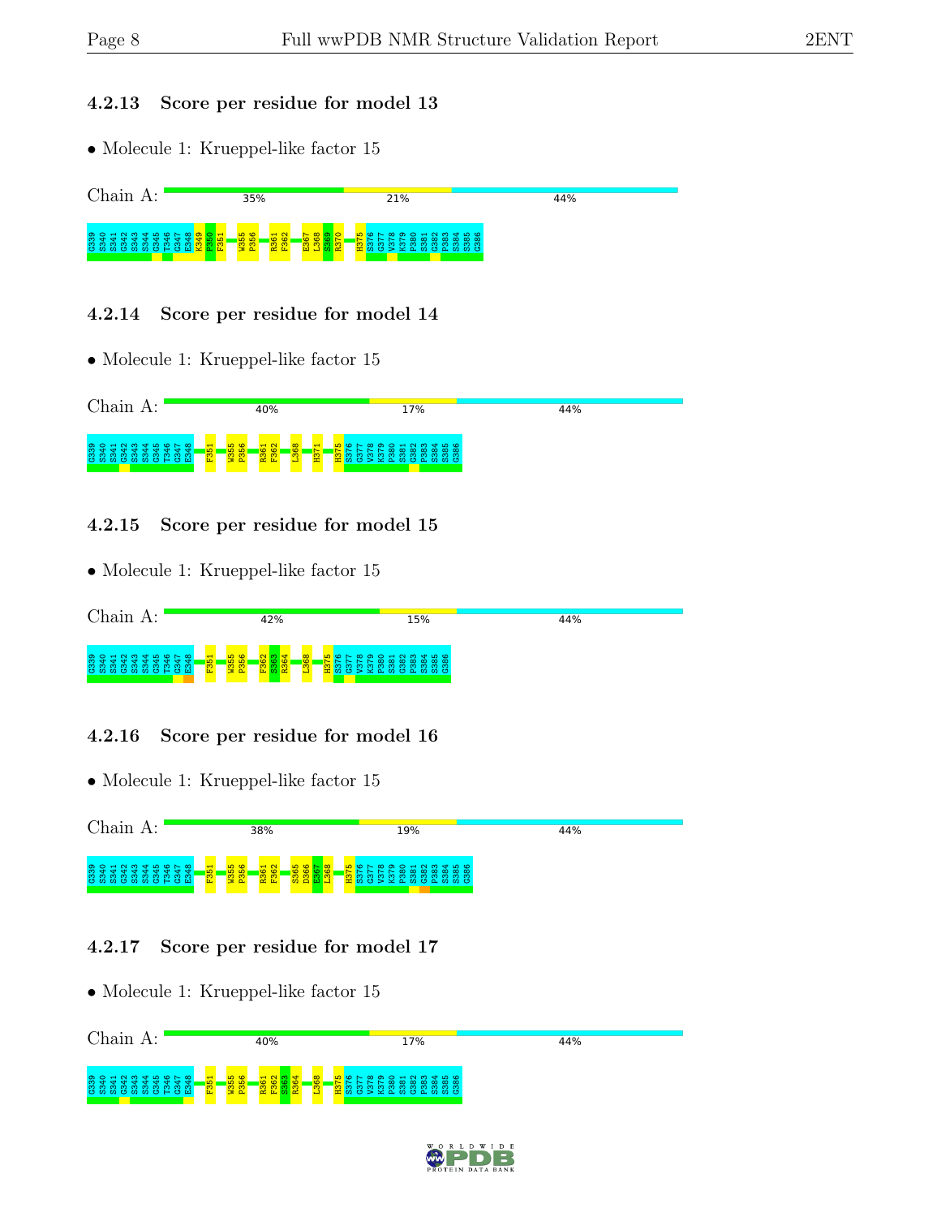### 4.2.13 Score per residue for model 13

- Molecule 1: Krueppel-like factor 15

Chain A: 35% 21% 44%

G339 S340 S341 G342 S343 S344 G345 T346 G347 E348 K349 P350 F351 W355 P356 R361 F362 E367 L368 S369 R370 H375 S376 G377 V378 K379 P380 S381 G382 P383 S384 S385 G386

### 4.2.14 Score per residue for model 14

- Molecule 1: Krueppel-like factor 15

Chain A: 40% 17% 44%

G339 S340 S341 G342 S343 S344 G345 T346 G347 E348 F351 W355 P356 R361 F362 L368 H371 H375 S376 G377 V378 K379 P380 S381 G382 P383 S384 S385 G386

### 4.2.15 Score per residue for model 15

- Molecule 1: Krueppel-like factor 15

Chain A: 42% 15% 44%

G339 S340 S341 G342 S343 S344 G345 T346 G347 E348 F351 W355 P356 F362 S363 R364 L368 H375 S376 G377 V378 K379 P380 S381 G382 P383 S384 S385 G386

### 4.2.16 Score per residue for model 16

- Molecule 1: Krueppel-like factor 15

Chain A: 38% 19% 44%

G339 S340 S341 G342 S343 S344 G345 T346 G347 E348 F351 W355 P356 R361 F362 S365 D366 E367 L368 H375 S376 G377 V378 K379 P380 S381 G382 P383 S384 S385 G386

### 4.2.17 Score per residue for model 17

- Molecule 1: Krueppel-like factor 15

Chain A: 40% 17% 44%

G339 S340 S341 G342 S343 S344 G345 T346 G347 E348 F351 W355 P356 R361 F362 S363 R364 L368 H375 S376 G377 V378 K379 P380 S381 G382 P383 S384 S385 G386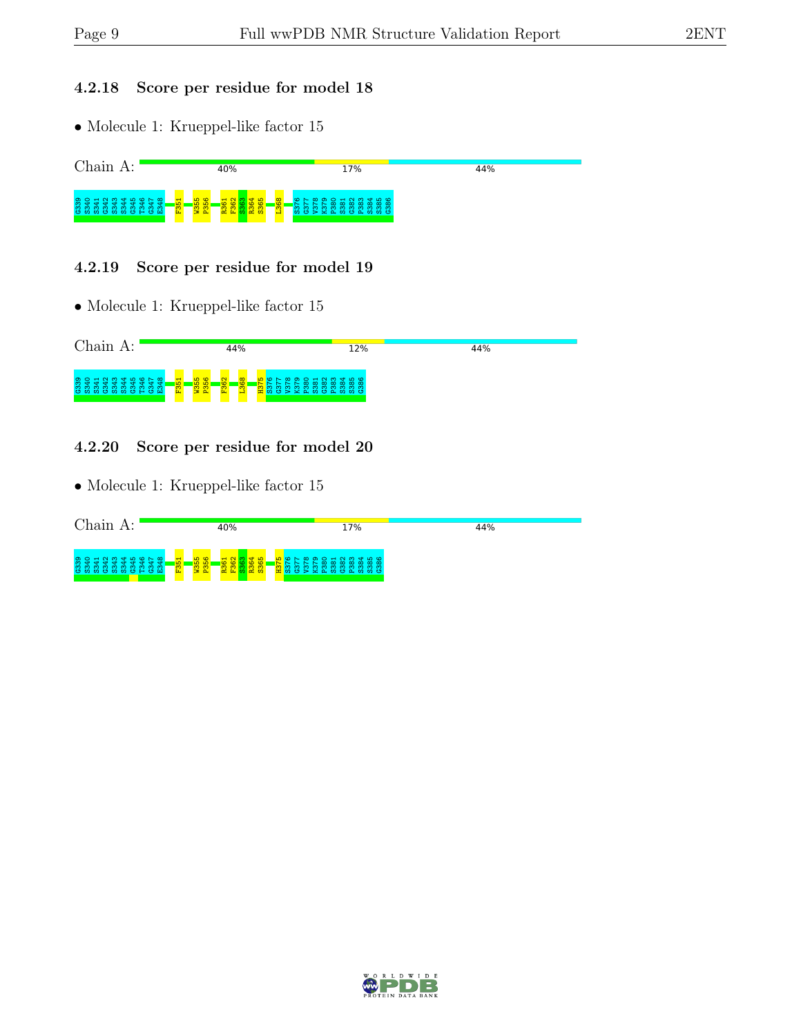### 4.2.18 Score per residue for model 18

- Molecule 1: Krueppel-like factor 15

Chain A: 40% | 17% | 44%

G339 S340 S341 G342 S343 S344 G345 T346 G347 E348 F351 W355 P356 R361 F362 S363 R364 S365 L368 S376 G377 V378 K379 P380 S381 G382 P383 S384 S385 G386

### 4.2.19 Score per residue for model 19

- Molecule 1: Krueppel-like factor 15

Chain A: 44% | 12% | 44%

G339 S340 S341 G342 S343 S344 G345 T346 G347 E348 F351 W355 P356 F362 L368 H375 S376 G377 V378 K379 P380 S381 G382 P383 S384 S385 G386

### 4.2.20 Score per residue for model 20

- Molecule 1: Krueppel-like factor 15

Chain A: 40% | 17% | 44%

G339 S340 S341 G342 S343 S344 G345 T346 G347 E348 F351 W355 P356 R361 F362 S363 R364 S365 H375 S376 G377 V378 K379 P380 S381 G382 P383 S384 S385 G386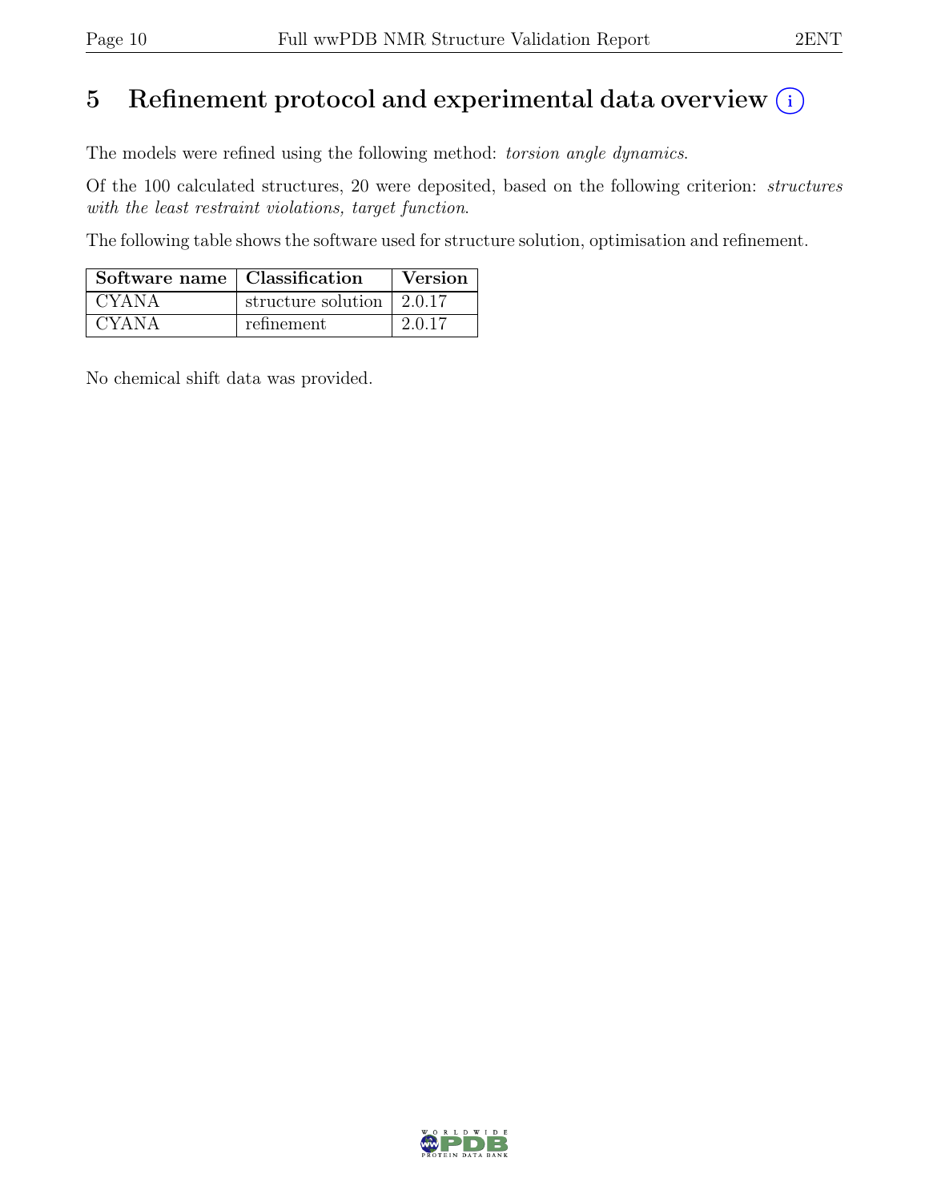# 5 Refinement protocol and experimental data overview (i)

The models were refined using the following method: *torsion angle dynamics*.

Of the 100 calculated structures, 20 were deposited, based on the following criterion: *structures with the least restraint violations, target function*.

The following table shows the software used for structure solution, optimisation and refinement.

| Software name | Classification | Version |
|---|---|---|
| CYANA | structure solution | 2.0.17 |
| CYANA | refinement | 2.0.17 |

No chemical shift data was provided.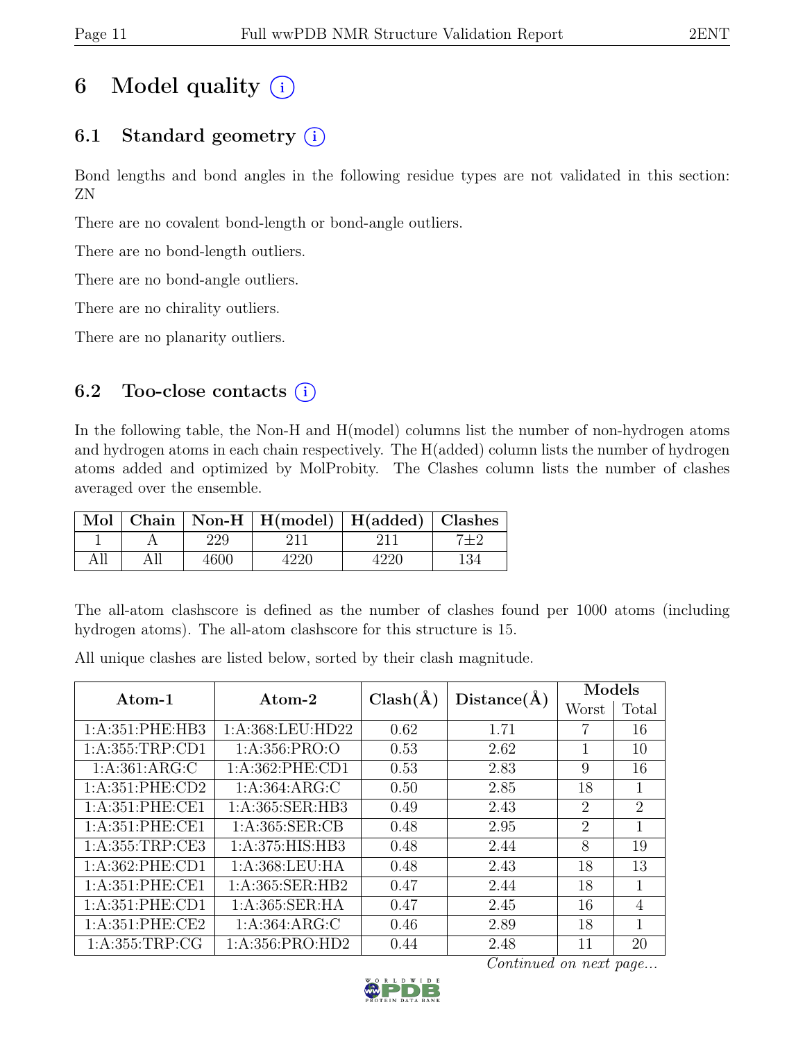# 6 Model quality

## 6.1 Standard geometry

Bond lengths and bond angles in the following residue types are not validated in this section: ZN

There are no covalent bond-length or bond-angle outliers.

There are no bond-length outliers.

There are no bond-angle outliers.

There are no chirality outliers.

There are no planarity outliers.

## 6.2 Too-close contacts

In the following table, the Non-H and H(model) columns list the number of non-hydrogen atoms and hydrogen atoms in each chain respectively. The H(added) column lists the number of hydrogen atoms added and optimized by MolProbity. The Clashes column lists the number of clashes averaged over the ensemble.

| Mol | Chain | Non-H | H(model) | H(added) | Clashes |
|---|---|---|---|---|---|
| 1 | A | 229 | 211 | 211 | 7±2 |
| All | All | 4600 | 4220 | 4220 | 134 |

The all-atom clashscore is defined as the number of clashes found per 1000 atoms (including hydrogen atoms). The all-atom clashscore for this structure is 15.

All unique clashes are listed below, sorted by their clash magnitude.

| Atom-1 | Atom-2 | Clash(Å) | Distance(Å) | Models | |
|---|---|---|---|---|---|
| | | | | Worst | Total |
| 1:A:351:PHE:HB3 | 1:A:368:LEU:HD22 | 0.62 | 1.71 | 7 | 16 |
| 1:A:355:TRP:CD1 | 1:A:356:PRO:O | 0.53 | 2.62 | 1 | 10 |
| 1:A:361:ARG:C | 1:A:362:PHE:CD1 | 0.53 | 2.83 | 9 | 16 |
| 1:A:351:PHE:CD2 | 1:A:364:ARG:C | 0.50 | 2.85 | 18 | 1 |
| 1:A:351:PHE:CE1 | 1:A:365:SER:HB3 | 0.49 | 2.43 | 2 | 2 |
| 1:A:351:PHE:CE1 | 1:A:365:SER:CB | 0.48 | 2.95 | 2 | 1 |
| 1:A:355:TRP:CE3 | 1:A:375:HIS:HB3 | 0.48 | 2.44 | 8 | 19 |
| 1:A:362:PHE:CD1 | 1:A:368:LEU:HA | 0.48 | 2.43 | 18 | 13 |
| 1:A:351:PHE:CE1 | 1:A:365:SER:HB2 | 0.47 | 2.44 | 18 | 1 |
| 1:A:351:PHE:CD1 | 1:A:365:SER:HA | 0.47 | 2.45 | 16 | 4 |
| 1:A:351:PHE:CE2 | 1:A:364:ARG:C | 0.46 | 2.89 | 18 | 1 |
| 1:A:355:TRP:CG | 1:A:356:PRO:HD2 | 0.44 | 2.48 | 11 | 20 |

*Continued on next page...*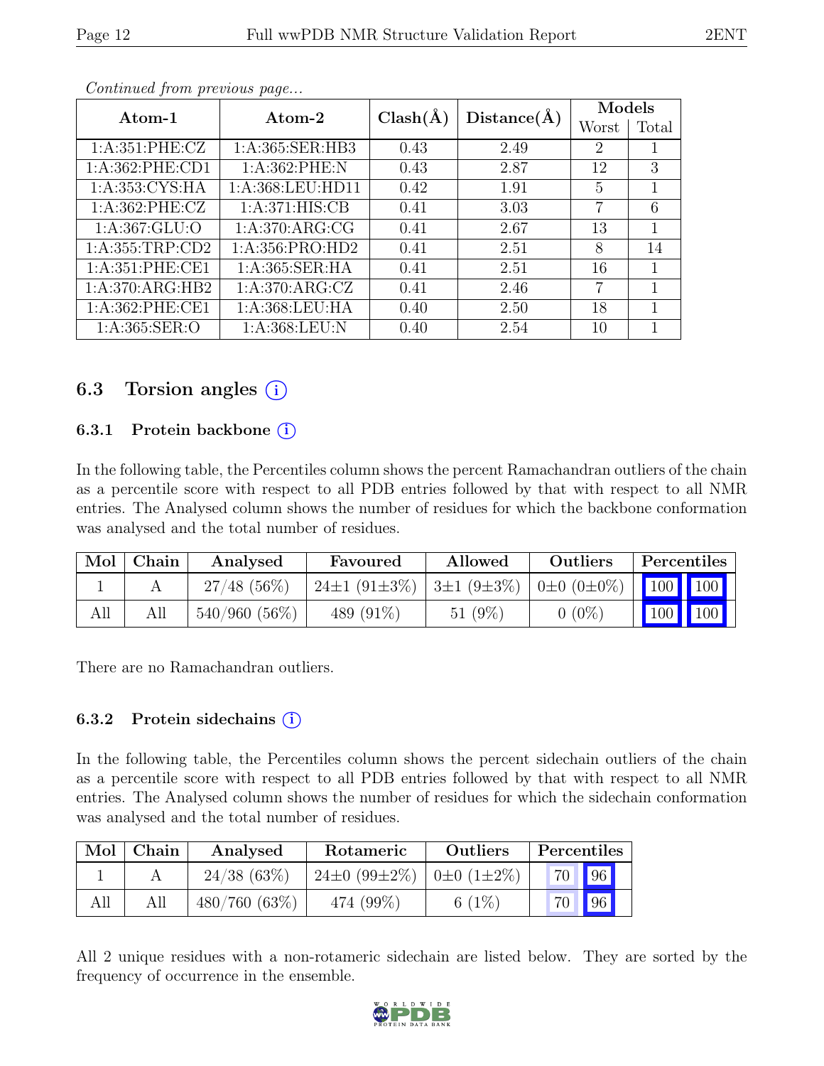*Continued from previous page...*

| Atom-1 | Atom-2 | Clash(Å) | Distance(Å) | Models | |
|---|---|---|---|---|---|
| | | | | Worst | Total |
| 1:A:351:PHE:CZ | 1:A:365:SER:HB3 | 0.43 | 2.49 | 2 | 1 |
| 1:A:362:PHE:CD1 | 1:A:362:PHE:N | 0.43 | 2.87 | 12 | 3 |
| 1:A:353:CYS:HA | 1:A:368:LEU:HD11 | 0.42 | 1.91 | 5 | 1 |
| 1:A:362:PHE:CZ | 1:A:371:HIS:CB | 0.41 | 3.03 | 7 | 6 |
| 1:A:367:GLU:O | 1:A:370:ARG:CG | 0.41 | 2.67 | 13 | 1 |
| 1:A:355:TRP:CD2 | 1:A:356:PRO:HD2 | 0.41 | 2.51 | 8 | 14 |
| 1:A:351:PHE:CE1 | 1:A:365:SER:HA | 0.41 | 2.51 | 16 | 1 |
| 1:A:370:ARG:HB2 | 1:A:370:ARG:CZ | 0.41 | 2.46 | 7 | 1 |
| 1:A:362:PHE:CE1 | 1:A:368:LEU:HA | 0.40 | 2.50 | 18 | 1 |
| 1:A:365:SER:O | 1:A:368:LEU:N | 0.40 | 2.54 | 10 | 1 |

## 6.3 Torsion angles (i)

### 6.3.1 Protein backbone (i)

In the following table, the Percentiles column shows the percent Ramachandran outliers of the chain as a percentile score with respect to all PDB entries followed by that with respect to all NMR entries. The Analysed column shows the number of residues for which the backbone conformation was analysed and the total number of residues.

| Mol | Chain | Analysed | Favoured | Allowed | Outliers | Percentiles | |
|---|---|---|---|---|---|---|---|
| 1 | A | 27/48 (56%) | 24±1 (91±3%) | 3±1 (9±3%) | 0±0 (0±0%) | 100 | 100 |
| All | All | 540/960 (56%) | 489 (91%) | 51 (9%) | 0 (0%) | 100 | 100 |

There are no Ramachandran outliers.

### 6.3.2 Protein sidechains (i)

In the following table, the Percentiles column shows the percent sidechain outliers of the chain as a percentile score with respect to all PDB entries followed by that with respect to all NMR entries. The Analysed column shows the number of residues for which the sidechain conformation was analysed and the total number of residues.

| Mol | Chain | Analysed | Rotameric | Outliers | Percentiles | |
|---|---|---|---|---|---|---|
| 1 | A | 24/38 (63%) | 24±0 (99±2%) | 0±0 (1±2%) | 70 | 96 |
| All | All | 480/760 (63%) | 474 (99%) | 6 (1%) | 70 | 96 |

All 2 unique residues with a non-rotameric sidechain are listed below. They are sorted by the frequency of occurrence in the ensemble.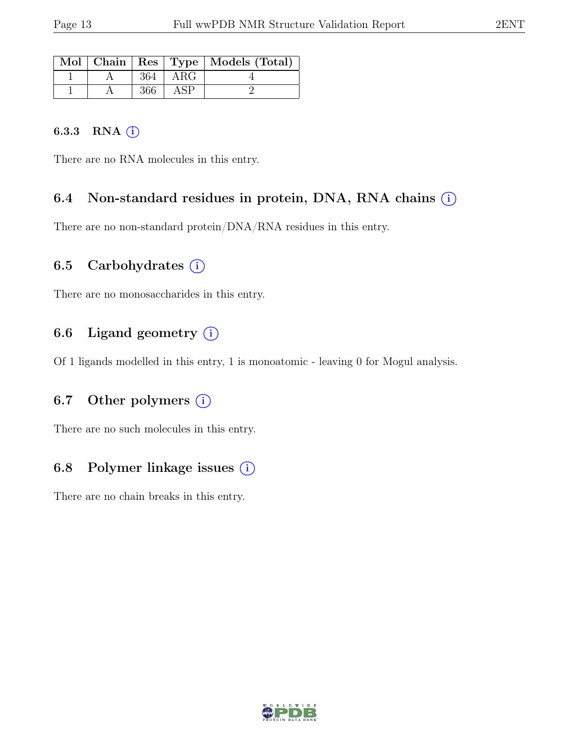| Mol | Chain | Res | Type | Models (Total) |
|---|---|---|---|---|
| 1 | A | 364 | ARG | 4 |
| 1 | A | 366 | ASP | 2 |

#### 6.3.3 RNA

There are no RNA molecules in this entry.

### 6.4 Non-standard residues in protein, DNA, RNA chains

There are no non-standard protein/DNA/RNA residues in this entry.

### 6.5 Carbohydrates

There are no monosaccharides in this entry.

### 6.6 Ligand geometry

Of 1 ligands modelled in this entry, 1 is monoatomic - leaving 0 for Mogul analysis.

### 6.7 Other polymers

There are no such molecules in this entry.

### 6.8 Polymer linkage issues

There are no chain breaks in this entry.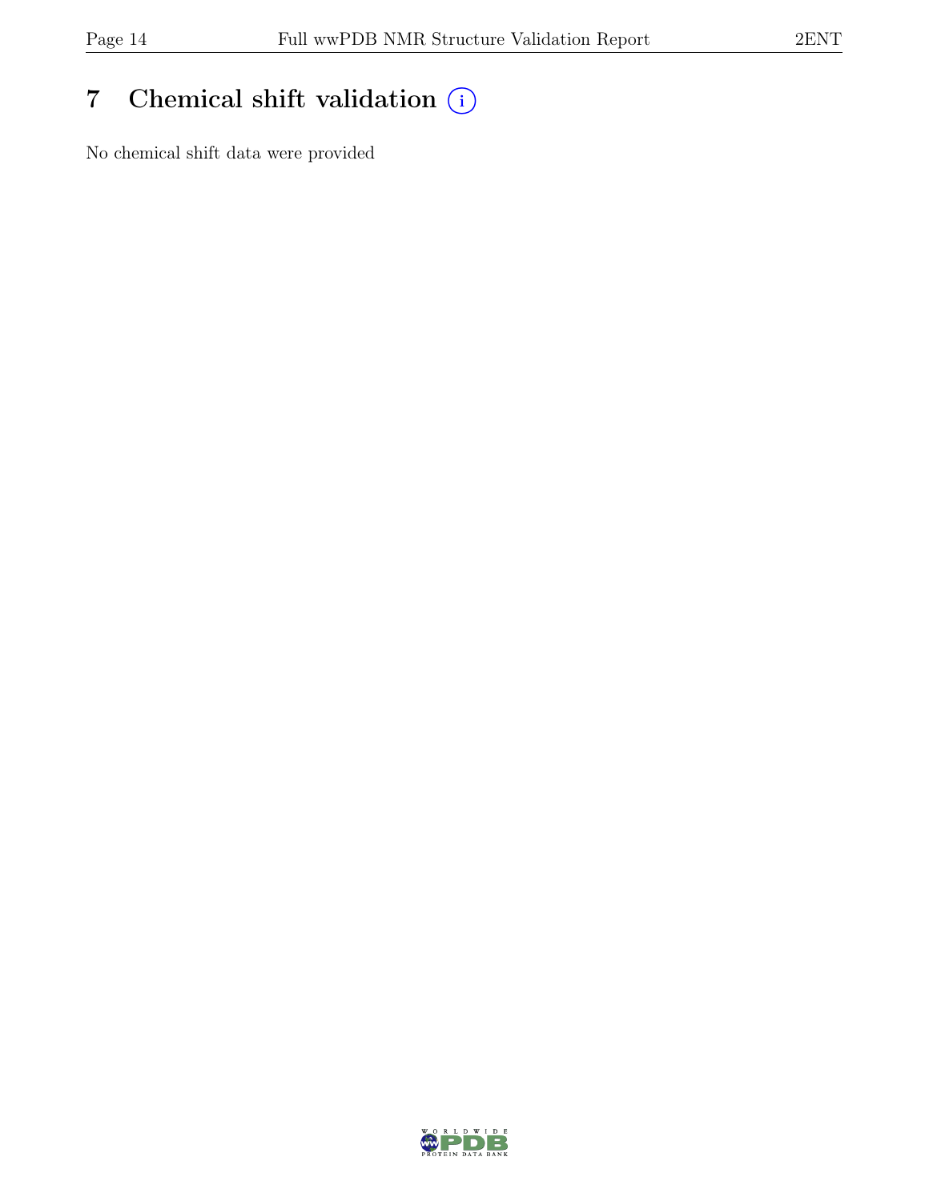# 7 Chemical shift validation

No chemical shift data were provided